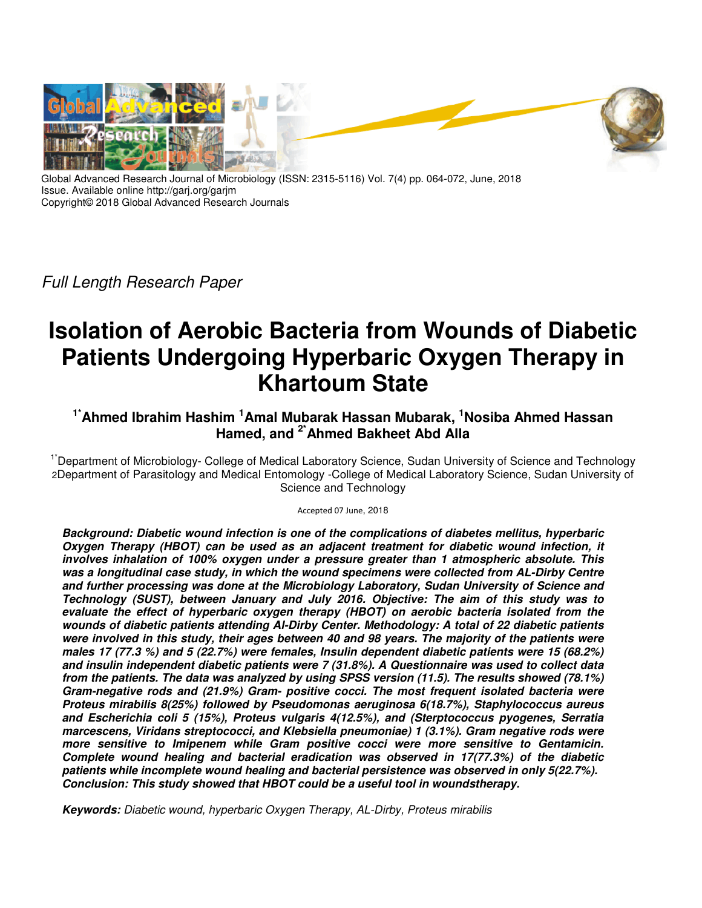Global Advanced Research Journal of Microbiology (ISSN: 2315-5116) Vol. 7(4) pp. 064-072, June, 2018
Issue. Available online http://garj.org/garjm
Copyright© 2018 Global Advanced Research Journals

*Full Length Research Paper*

# Isolation of Aerobic Bacteria from Wounds of Diabetic Patients Undergoing Hyperbaric Oxygen Therapy in Khartoum State

**[1*]Ahmed Ibrahim Hashim [1]Amal Mubarak Hassan Mubarak, [1]Nosiba Ahmed Hassan Hamed, and [2*]Ahmed Bakheet Abd Alla**

[1*]Department of Microbiology- College of Medical Laboratory Science, Sudan University of Science and Technology
[2]Department of Parasitology and Medical Entomology -College of Medical Laboratory Science, Sudan University of Science and Technology

Accepted 07 June, 2018

***Background: Diabetic wound infection is one of the complications of diabetes mellitus, hyperbaric Oxygen Therapy (HBOT) can be used as an adjacent treatment for diabetic wound infection, it involves inhalation of 100% oxygen under a pressure greater than 1 atmospheric absolute. This was a longitudinal case study, in which the wound specimens were collected from AL-Dirby Centre and further processing was done at the Microbiology Laboratory, Sudan University of Science and Technology (SUST), between January and July 2016. Objective: The aim of this study was to evaluate the effect of hyperbaric oxygen therapy (HBOT) on aerobic bacteria isolated from the wounds of diabetic patients attending Al-Dirby Center. Methodology: A total of 22 diabetic patients were involved in this study, their ages between 40 and 98 years. The majority of the patients were males 17 (77.3 %) and 5 (22.7%) were females, Insulin dependent diabetic patients were 15 (68.2%) and insulin independent diabetic patients were 7 (31.8%). A Questionnaire was used to collect data from the patients. The data was analyzed by using SPSS version (11.5). The results showed (78.1%) Gram-negative rods and (21.9%) Gram- positive cocci. The most frequent isolated bacteria were Proteus mirabilis 8(25%) followed by Pseudomonas aeruginosa 6(18.7%), Staphylococcus aureus and Escherichia coli 5 (15%), Proteus vulgaris 4(12.5%), and (Sterptococcus pyogenes, Serratia marcescens, Viridans streptococci, and Klebsiella pneumoniae) 1 (3.1%). Gram negative rods were more sensitive to Imipenem while Gram positive cocci were more sensitive to Gentamicin. Complete wound healing and bacterial eradication was observed in 17(77.3%) of the diabetic patients while incomplete wound healing and bacterial persistence was observed in only 5(22.7%). Conclusion: This study showed that HBOT could be a useful tool in woundstherapy.***

**Keywords:** *Diabetic wound, hyperbaric Oxygen Therapy, AL-Dirby, Proteus mirabilis*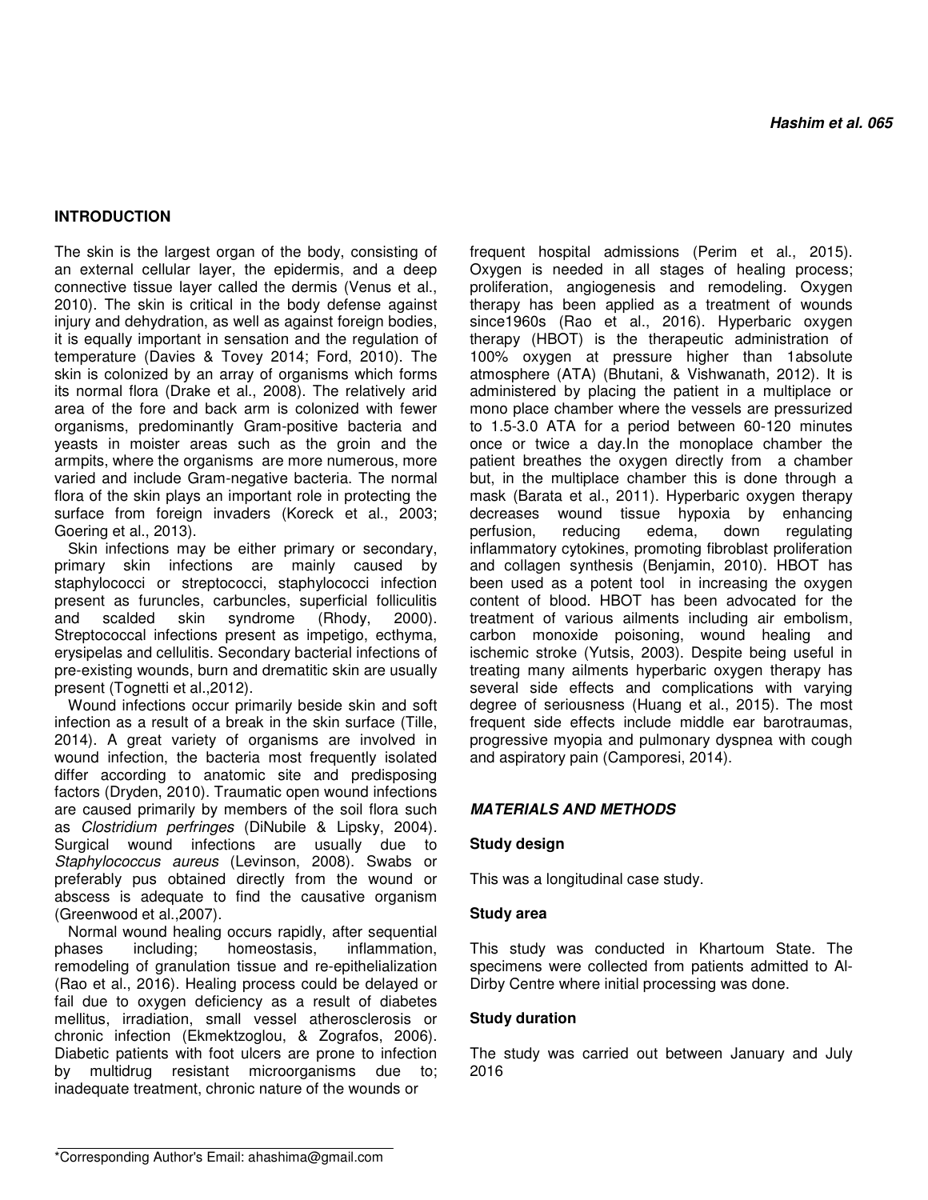## INTRODUCTION

The skin is the largest organ of the body, consisting of an external cellular layer, the epidermis, and a deep connective tissue layer called the dermis (Venus et al., 2010). The skin is critical in the body defense against injury and dehydration, as well as against foreign bodies, it is equally important in sensation and the regulation of temperature (Davies & Tovey 2014; Ford, 2010). The skin is colonized by an array of organisms which forms its normal flora (Drake et al., 2008). The relatively arid area of the fore and back arm is colonized with fewer organisms, predominantly Gram-positive bacteria and yeasts in moister areas such as the groin and the armpits, where the organisms are more numerous, more varied and include Gram-negative bacteria. The normal flora of the skin plays an important role in protecting the surface from foreign invaders (Koreck et al., 2003; Goering et al., 2013).

Skin infections may be either primary or secondary, primary skin infections are mainly caused by staphylococci or streptococci, staphylococci infection present as furuncles, carbuncles, superficial folliculitis and scalded skin syndrome (Rhody, 2000). Streptococcal infections present as impetigo, ecthyma, erysipelas and cellulitis. Secondary bacterial infections of pre-existing wounds, burn and drematitic skin are usually present (Tognetti et al.,2012).

Wound infections occur primarily beside skin and soft infection as a result of a break in the skin surface (Tille, 2014). A great variety of organisms are involved in wound infection, the bacteria most frequently isolated differ according to anatomic site and predisposing factors (Dryden, 2010). Traumatic open wound infections are caused primarily by members of the soil flora such as *Clostridium perfringes* (DiNubile & Lipsky, 2004). Surgical wound infections are usually due to *Staphylococcus aureus* (Levinson, 2008). Swabs or preferably pus obtained directly from the wound or abscess is adequate to find the causative organism (Greenwood et al.,2007).

Normal wound healing occurs rapidly, after sequential phases including; homeostasis, inflammation, remodeling of granulation tissue and re-epithelialization (Rao et al., 2016). Healing process could be delayed or fail due to oxygen deficiency as a result of diabetes mellitus, irradiation, small vessel atherosclerosis or chronic infection (Ekmektzoglou, & Zografos, 2006). Diabetic patients with foot ulcers are prone to infection by multidrug resistant microorganisms due to; inadequate treatment, chronic nature of the wounds or frequent hospital admissions (Perim et al., 2015). Oxygen is needed in all stages of healing process; proliferation, angiogenesis and remodeling. Oxygen therapy has been applied as a treatment of wounds since1960s (Rao et al., 2016). Hyperbaric oxygen therapy (HBOT) is the therapeutic administration of 100% oxygen at pressure higher than 1absolute atmosphere (ATA) (Bhutani, & Vishwanath, 2012). It is administered by placing the patient in a multiplace or mono place chamber where the vessels are pressurized to 1.5-3.0 ATA for a period between 60-120 minutes once or twice a day.In the monoplace chamber the patient breathes the oxygen directly from a chamber but, in the multiplace chamber this is done through a mask (Barata et al., 2011). Hyperbaric oxygen therapy decreases wound tissue hypoxia by enhancing perfusion, reducing edema, down regulating inflammatory cytokines, promoting fibroblast proliferation and collagen synthesis (Benjamin, 2010). HBOT has been used as a potent tool in increasing the oxygen content of blood. HBOT has been advocated for the treatment of various ailments including air embolism, carbon monoxide poisoning, wound healing and ischemic stroke (Yutsis, 2003). Despite being useful in treating many ailments hyperbaric oxygen therapy has several side effects and complications with varying degree of seriousness (Huang et al., 2015). The most frequent side effects include middle ear barotraumas, progressive myopia and pulmonary dyspnea with cough and aspiratory pain (Camporesi, 2014).

## *MATERIALS AND METHODS*

### Study design

This was a longitudinal case study.

### Study area

This study was conducted in Khartoum State. The specimens were collected from patients admitted to Al-Dirby Centre where initial processing was done.

### Study duration

The study was carried out between January and July 2016

---

*Corresponding Author's Email: ahashima@gmail.com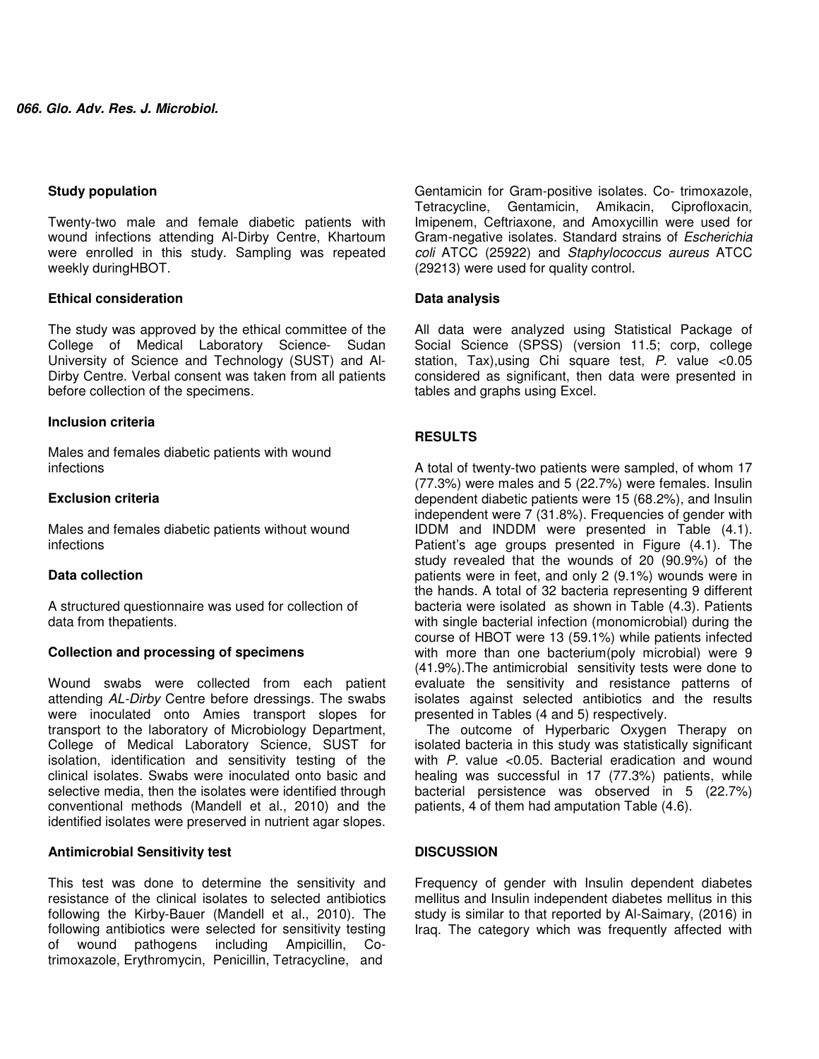### Study population

Twenty-two male and female diabetic patients with wound infections attending Al-Dirby Centre, Khartoum were enrolled in this study. Sampling was repeated weekly duringHBOT.

### Ethical consideration

The study was approved by the ethical committee of the College of Medical Laboratory Science- Sudan University of Science and Technology (SUST) and Al-Dirby Centre. Verbal consent was taken from all patients before collection of the specimens.

### Inclusion criteria

Males and females diabetic patients with wound infections

### Exclusion criteria

Males and females diabetic patients without wound infections

### Data collection

A structured questionnaire was used for collection of data from thepatients.

### Collection and processing of specimens

Wound swabs were collected from each patient attending *AL-Dirby* Centre before dressings. The swabs were inoculated onto Amies transport slopes for transport to the laboratory of Microbiology Department, College of Medical Laboratory Science, SUST for isolation, identification and sensitivity testing of the clinical isolates. Swabs were inoculated onto basic and selective media, then the isolates were identified through conventional methods (Mandell et al., 2010) and the identified isolates were preserved in nutrient agar slopes.

### Antimicrobial Sensitivity test

This test was done to determine the sensitivity and resistance of the clinical isolates to selected antibiotics following the Kirby-Bauer (Mandell et al., 2010). The following antibiotics were selected for sensitivity testing of wound pathogens including Ampicillin, Co-trimoxazole, Erythromycin, Penicillin, Tetracycline, and Gentamicin for Gram-positive isolates. Co- trimoxazole, Tetracycline, Gentamicin, Amikacin, Ciprofloxacin, Imipenem, Ceftriaxone, and Amoxycillin were used for Gram-negative isolates. Standard strains of *Escherichia coli* ATCC (25922) and *Staphylococcus aureus* ATCC (29213) were used for quality control.

### Data analysis

All data were analyzed using Statistical Package of Social Science (SPSS) (version 11.5; corp, college station, Tax),using Chi square test, *P*. value <0.05 considered as significant, then data were presented in tables and graphs using Excel.

## RESULTS

A total of twenty-two patients were sampled, of whom 17 (77.3%) were males and 5 (22.7%) were females. Insulin dependent diabetic patients were 15 (68.2%), and Insulin independent were 7 (31.8%). Frequencies of gender with IDDM and INDDM were presented in Table (4.1). Patient's age groups presented in Figure (4.1). The study revealed that the wounds of 20 (90.9%) of the patients were in feet, and only 2 (9.1%) wounds were in the hands. A total of 32 bacteria representing 9 different bacteria were isolated as shown in Table (4.3). Patients with single bacterial infection (monomicrobial) during the course of HBOT were 13 (59.1%) while patients infected with more than one bacterium(poly microbial) were 9 (41.9%).The antimicrobial sensitivity tests were done to evaluate the sensitivity and resistance patterns of isolates against selected antibiotics and the results presented in Tables (4 and 5) respectively.

The outcome of Hyperbaric Oxygen Therapy on isolated bacteria in this study was statistically significant with *P*. value <0.05. Bacterial eradication and wound healing was successful in 17 (77.3%) patients, while bacterial persistence was observed in 5 (22.7%) patients, 4 of them had amputation Table (4.6).

## DISCUSSION

Frequency of gender with Insulin dependent diabetes mellitus and Insulin independent diabetes mellitus in this study is similar to that reported by Al-Saimary, (2016) in Iraq. The category which was frequently affected with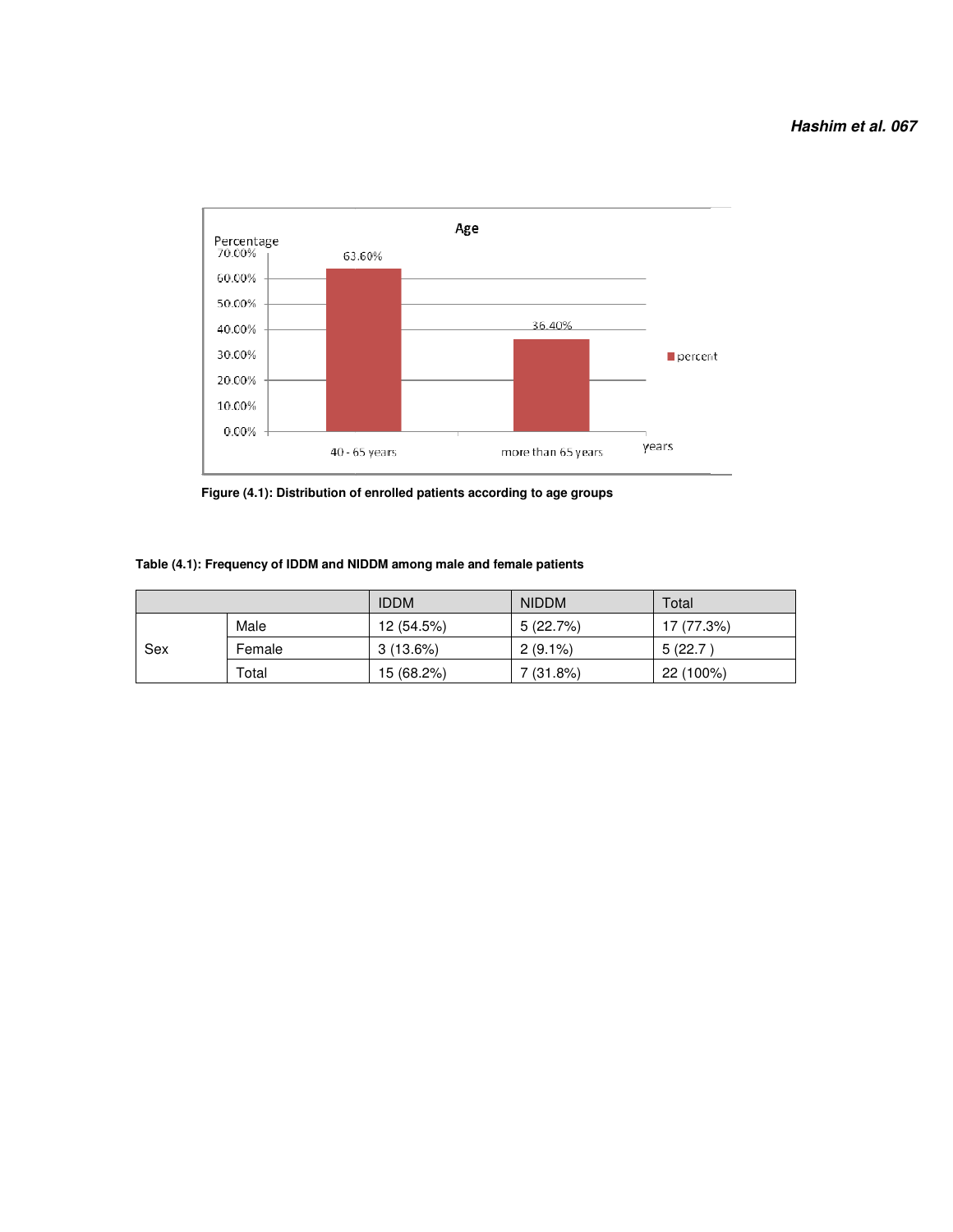Figure (4.1): Distribution of enrolled patients according to age groups

**Table (4.1): Frequency of IDDM and NIDDM among male and female patients**

| | | IDDM | NIDDM | Total |
|---|---|---|---|---|
| Sex | Male | 12 (54.5%) | 5 (22.7%) | 17 (77.3%) |
| | Female | 3 (13.6%) | 2 (9.1%) | 5 (22.7 ) |
| | Total | 15 (68.2%) | 7 (31.8%) | 22 (100%) |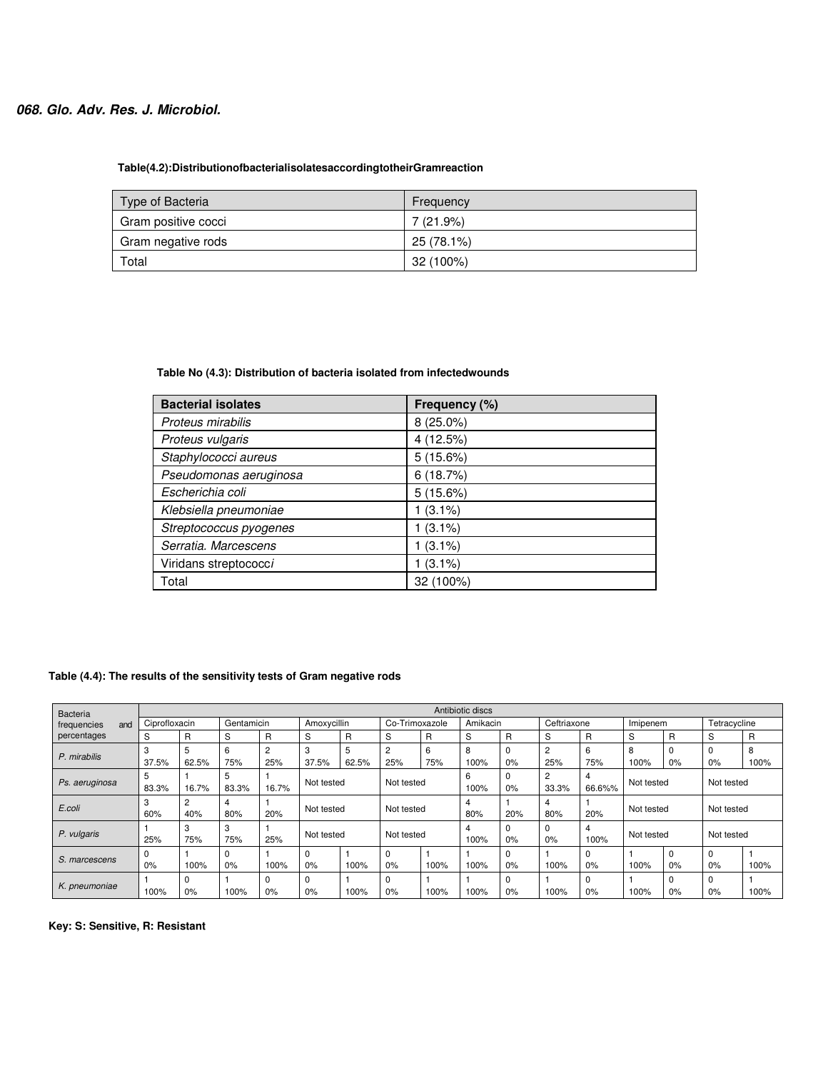**Table(4.2):DistributionofbacterialisolatesaccordingtotheirGramreaction**

| Type of Bacteria | Frequency |
|---|---|
| Gram positive cocci | 7 (21.9%) |
| Gram negative rods | 25 (78.1%) |
| Total | 32 (100%) |

**Table No (4.3): Distribution of bacteria isolated from infectedwounds**

| **Bacterial isolates** | **Frequency (%)** |
|---|---|
| *Proteus mirabilis* | 8 (25.0%) |
| *Proteus vulgaris* | 4 (12.5%) |
| *Staphylococci aureus* | 5 (15.6%) |
| *Pseudomonas aeruginosa* | 6 (18.7%) |
| *Escherichia coli* | 5 (15.6%) |
| *Klebsiella pneumoniae* | 1 (3.1%) |
| *Streptococcus pyogenes* | 1 (3.1%) |
| *Serratia. Marcescens* | 1 (3.1%) |
| Viridans streptococc*i* | 1 (3.1%) |
| Total | 32 (100%) |

**Table (4.4): The results of the sensitivity tests of Gram negative rods**

| Bacteria frequencies and percentages | Antibiotic discs | | | | | | | | | | | | | | | |
|---|---|---|---|---|---|---|---|---|---|---|---|---|---|---|---|---|
| | Ciprofloxacin | | Gentamicin | | Amoxycillin | | Co-Trimoxazole | | Amikacin | | Ceftriaxone | | Imipenem | | Tetracycline | |
| | S | R | S | R | S | R | S | R | S | R | S | R | S | R | S | R |
| *P. mirabilis* | 3 37.5% | 5 62.5% | 6 75% | 2 25% | 3 37.5% | 5 62.5% | 2 25% | 6 75% | 8 100% | 0 0% | 2 25% | 6 75% | 8 100% | 0 0% | 0 0% | 8 100% |
| *Ps. aeruginosa* | 5 83.3% | 1 16.7% | 5 83.3% | 1 16.7% | Not tested | | Not tested | | 6 100% | 0 0% | 2 33.3% | 4 66.6%% | Not tested | | Not tested | |
| *E.coli* | 3 60% | 2 40% | 4 80% | 1 20% | Not tested | | Not tested | | 4 80% | 1 20% | 4 80% | 1 20% | Not tested | | Not tested | |
| *P. vulgaris* | 1 25% | 3 75% | 3 75% | 1 25% | Not tested | | Not tested | | 4 100% | 0 0% | 0 0% | 4 100% | Not tested | | Not tested | |
| *S. marcescens* | 0 0% | 1 100% | 0 0% | 1 100% | 0 0% | 1 100% | 0 0% | 1 100% | 1 100% | 0 0% | 1 100% | 0 0% | 1 100% | 0 0% | 0 0% | 1 100% |
| *K. pneumoniae* | 1 100% | 0 0% | 1 100% | 0 0% | 0 0% | 1 100% | 0 0% | 1 100% | 1 100% | 0 0% | 1 100% | 0 0% | 1 100% | 0 0% | 0 0% | 1 100% |

**Key: S: Sensitive, R: Resistant**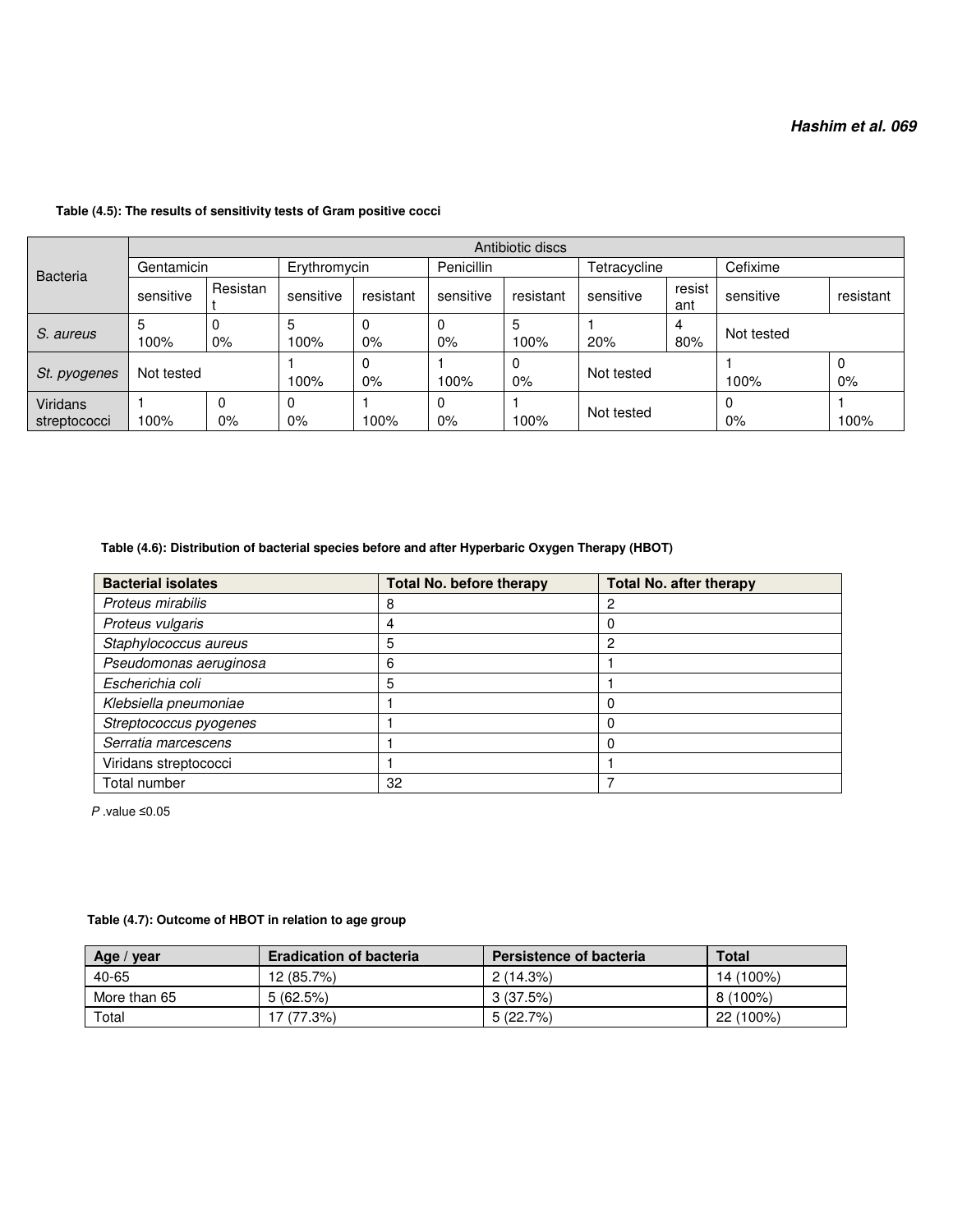**Table (4.5): The results of sensitivity tests of Gram positive cocci**

| Bacteria | Antibiotic discs | | | | | | | | | |
|---|---|---|---|---|---|---|---|---|---|---|
| | Gentamicin | | Erythromycin | | Penicillin | | Tetracycline | | Cefixime | |
| | sensitive | Resistant | sensitive | resistant | sensitive | resistant | sensitive | resistant | sensitive | resistant |
| *S. aureus* | 5 100% | 0 0% | 5 100% | 0 0% | 0 0% | 5 100% | 1 20% | 4 80% | Not tested | |
| *St. pyogenes* | Not tested | | 1 100% | 0 0% | 1 100% | 0 0% | Not tested | | 1 100% | 0 0% |
| Viridans streptococci | 1 100% | 0 0% | 0 0% | 1 100% | 0 0% | 1 100% | Not tested | | 0 0% | 1 100% |

**Table (4.6): Distribution of bacterial species before and after Hyperbaric Oxygen Therapy (HBOT)**

| Bacterial isolates | Total No. before therapy | Total No. after therapy |
|---|---|---|
| *Proteus mirabilis* | 8 | 2 |
| *Proteus vulgaris* | 4 | 0 |
| *Staphylococcus aureus* | 5 | 2 |
| *Pseudomonas aeruginosa* | 6 | 1 |
| *Escherichia coli* | 5 | 1 |
| *Klebsiella pneumoniae* | 1 | 0 |
| *Streptococcus pyogenes* | 1 | 0 |
| *Serratia marcescens* | 1 | 0 |
| Viridans streptococci | 1 | 1 |
| Total number | 32 | 7 |

*P* .value ≤0.05

**Table (4.7): Outcome of HBOT in relation to age group**

| Age / year | Eradication of bacteria | Persistence of bacteria | Total |
|---|---|---|---|
| 40-65 | 12 (85.7%) | 2 (14.3%) | 14 (100%) |
| More than 65 | 5 (62.5%) | 3 (37.5%) | 8 (100%) |
| Total | 17 (77.3%) | 5 (22.7%) | 22 (100%) |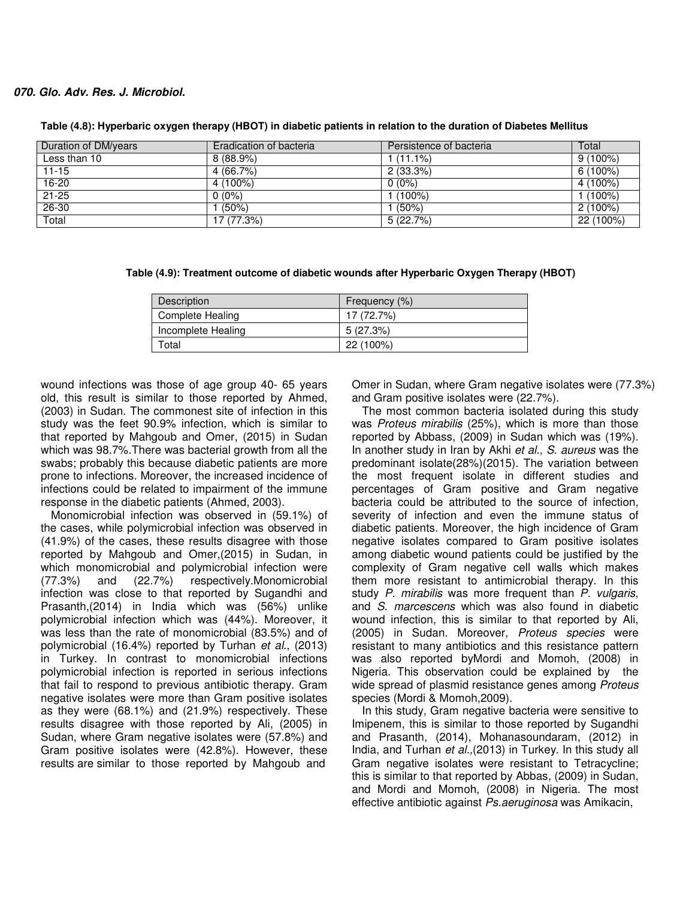**Table (4.8): Hyperbaric oxygen therapy (HBOT) in diabetic patients in relation to the duration of Diabetes Mellitus**

| Duration of DM/years | Eradication of bacteria | Persistence of bacteria | Total |
|---|---|---|---|
| Less than 10 | 8 (88.9%) | 1 (11.1%) | 9 (100%) |
| 11-15 | 4 (66.7%) | 2 (33.3%) | 6 (100%) |
| 16-20 | 4 (100%) | 0 (0%) | 4 (100%) |
| 21-25 | 0 (0%) | 1 (100%) | 1 (100%) |
| 26-30 | 1 (50%) | 1 (50%) | 2 (100%) |
| Total | 17 (77.3%) | 5 (22.7%) | 22 (100%) |

**Table (4.9): Treatment outcome of diabetic wounds after Hyperbaric Oxygen Therapy (HBOT)**

| Description | Frequency (%) |
|---|---|
| Complete Healing | 17 (72.7%) |
| Incomplete Healing | 5 (27.3%) |
| Total | 22 (100%) |

wound infections was those of age group 40- 65 years old, this result is similar to those reported by Ahmed, (2003) in Sudan. The commonest site of infection in this study was the feet 90.9% infection, which is similar to that reported by Mahgoub and Omer, (2015) in Sudan which was 98.7%.There was bacterial growth from all the swabs; probably this because diabetic patients are more prone to infections. Moreover, the increased incidence of infections could be related to impairment of the immune response in the diabetic patients (Ahmed, 2003).

Monomicrobial infection was observed in (59.1%) of the cases, while polymicrobial infection was observed in (41.9%) of the cases, these results disagree with those reported by Mahgoub and Omer,(2015) in Sudan, in which monomicrobial and polymicrobial infection were (77.3%) and (22.7%) respectively.Monomicrobial infection was close to that reported by Sugandhi and Prasanth,(2014) in India which was (56%) unlike polymicrobial infection which was (44%). Moreover, it was less than the rate of monomicrobial (83.5%) and of polymicrobial (16.4%) reported by Turhan *et al.*, (2013) in Turkey. In contrast to monomicrobial infections polymicrobial infection is reported in serious infections that fail to respond to previous antibiotic therapy. Gram negative isolates were more than Gram positive isolates as they were (68.1%) and (21.9%) respectively. These results disagree with those reported by Ali, (2005) in Sudan, where Gram negative isolates were (57.8%) and Gram positive isolates were (42.8%). However, these results are similar to those reported by Mahgoub and Omer in Sudan, where Gram negative isolates were (77.3%) and Gram positive isolates were (22.7%).

The most common bacteria isolated during this study was *Proteus mirabilis* (25%), which is more than those reported by Abbass, (2009) in Sudan which was (19%). In another study in Iran by Akhi *et al., S. aureus* was the predominant isolate(28%)(2015). The variation between the most frequent isolate in different studies and percentages of Gram positive and Gram negative bacteria could be attributed to the source of infection, severity of infection and even the immune status of diabetic patients. Moreover, the high incidence of Gram negative isolates compared to Gram positive isolates among diabetic wound patients could be justified by the complexity of Gram negative cell walls which makes them more resistant to antimicrobial therapy. In this study *P. mirabilis* was more frequent than *P. vulgaris*, and *S. marcescens* which was also found in diabetic wound infection, this is similar to that reported by Ali, (2005) in Sudan. Moreover, *Proteus species* were resistant to many antibiotics and this resistance pattern was also reported byMordi and Momoh, (2008) in Nigeria. This observation could be explained by the wide spread of plasmid resistance genes among *Proteus* species (Mordi & Momoh,2009).

In this study, Gram negative bacteria were sensitive to Imipenem, this is similar to those reported by Sugandhi and Prasanth, (2014), Mohanasoundaram, (2012) in India, and Turhan *et al.,*(2013) in Turkey. In this study all Gram negative isolates were resistant to Tetracycline; this is similar to that reported by Abbas, (2009) in Sudan, and Mordi and Momoh, (2008) in Nigeria. The most effective antibiotic against *Ps.aeruginosa* was Amikacin,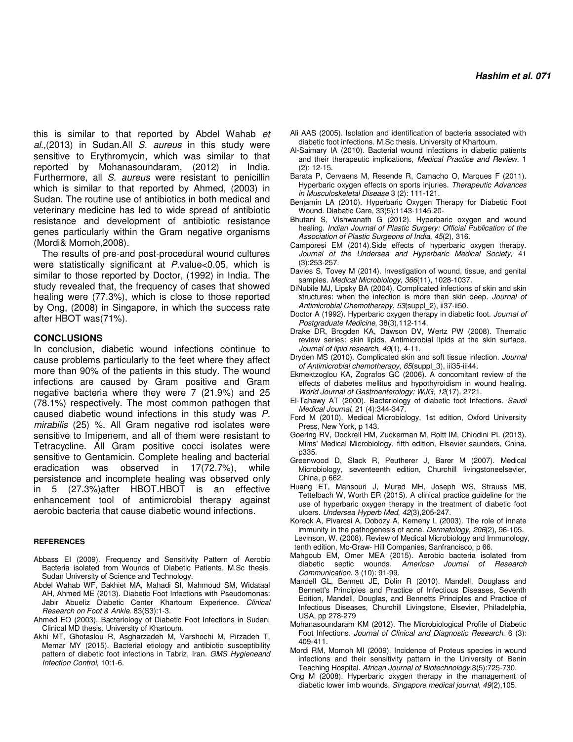this is similar to that reported by Abdel Wahab *et al.,*(2013) in Sudan.All *S. aureus* in this study were sensitive to Erythromycin, which was similar to that reported by Mohanasoundaram, (2012) in India. Furthermore, all *S. aureus* were resistant to penicillin which is similar to that reported by Ahmed, (2003) in Sudan. The routine use of antibiotics in both medical and veterinary medicine has led to wide spread of antibiotic resistance and development of antibiotic resistance genes particularly within the Gram negative organisms (Mordi& Momoh,2008).

The results of pre-and post-procedural wound cultures were statistically significant at *P*.value<0.05, which is similar to those reported by Doctor, (1992) in India. The study revealed that, the frequency of cases that showed healing were (77.3%), which is close to those reported by Ong, (2008) in Singapore, in which the success rate after HBOT was(71%).

## CONCLUSIONS

In conclusion, diabetic wound infections continue to cause problems particularly to the feet where they affect more than 90% of the patients in this study. The wound infections are caused by Gram positive and Gram negative bacteria where they were 7 (21.9%) and 25 (78.1%) respectively. The most common pathogen that caused diabetic wound infections in this study was *P. mirabilis* (25) %. All Gram negative rod isolates were sensitive to Imipenem, and all of them were resistant to Tetracycline. All Gram positive cocci isolates were sensitive to Gentamicin. Complete healing and bacterial eradication was observed in 17(72.7%), while persistence and incomplete healing was observed only in 5 (27.3%)after HBOT.HBOT is an effective enhancement tool of antimicrobial therapy against aerobic bacteria that cause diabetic wound infections.

## REFERENCES

Abbass EI (2009). Frequency and Sensitivity Pattern of Aerobic Bacteria isolated from Wounds of Diabetic Patients. M.Sc thesis. Sudan University of Science and Technology.

Abdel Wahab WF, Bakhiet MA, Mahadi SI, Mahmoud SM, Widataal AH, Ahmed ME (2013). Diabetic Foot Infections with Pseudomonas: Jabir Abueliz Diabetic Center Khartoum Experience. *Clinical Research on Foot & Ankle.* 83(S3):1-3.

Ahmed EO (2003). Bacteriology of Diabetic Foot Infections in Sudan. Clinical MD thesis. University of Khartoum.

Akhi MT, Ghotaslou R, Asgharzadeh M, Varshochi M, Pirzadeh T, Memar MY (2015). Bacterial etiology and antibiotic susceptibility pattern of diabetic foot infections in Tabriz, Iran. *GMS Hygieneand Infection Control*, 10:1-6.

Ali AAS (2005). Isolation and identification of bacteria associated with diabetic foot infections. M.Sc thesis. University of Khartoum.

Al-Saimary IA (2010). Bacterial wound infections in diabetic patients and their therapeutic implications, *Medical Practice and Review*. 1 (2): 12-15.

Barata P, Cervaens M, Resende R, Camacho O, Marques F (2011). Hyperbaric oxygen effects on sports injuries. *Therapeutic Advances in Musculoskeletal Disease* 3 (2): 111-121.

Benjamin LA (2010). Hyperbaric Oxygen Therapy for Diabetic Foot Wound. Diabatic Care, 33(5):1143-1145.20-

Bhutani S, Vishwanath G (2012). Hyperbaric oxygen and wound healing. *Indian Journal of Plastic Surgery: Official Publication of the Association of Plastic Surgeons of India*, *45*(2), 316.

Camporesi EM (2014).Side effects of hyperbaric oxygen therapy. *Journal of the Undersea and Hyperbaric Medical Society*, 41 (3):253-257.

Davies S, Tovey M (2014). Investigation of wound, tissue, and genital samples. *Medical Microbiology*, *366*(11), 1028-1037.

DiNubile MJ, Lipsky BA (2004). Complicated infections of skin and skin structures: when the infection is more than skin deep. *Journal of Antimicrobial Chemotherapy*, *53*(suppl_2), ii37-ii50.

Doctor A (1992). Hyperbaric oxygen therapy in diabetic foot. *Journal of Postgraduate Medicine*, 38(3),112-114.

Drake DR, Brogden KA, Dawson DV, Wertz PW (2008). Thematic review series: skin lipids. Antimicrobial lipids at the skin surface. *Journal of lipid research*, *49*(1), 4-11.

Dryden MS (2010). Complicated skin and soft tissue infection. *Journal of Antimicrobial chemotherapy*, *65*(suppl_3), iii35-iii44.

Ekmektzoglou KA, Zografos GC (2006). A concomitant review of the effects of diabetes mellitus and hypothyroidism in wound healing. *World Journal of Gastroenterology: WJG*, *12*(17), 2721.

El-Tahawy AT (2000). Bacteriology of diabetic foot Infections. *Saudi Medical Journal*, 21 (4):344-347.

Ford M (2010). Medical Microbiology, 1st edition, Oxford University Press, New York, p 143.

Goering RV, Dockrell HM, Zuckerman M, Roitt IM, Chiodini PL (2013). Mims' Medical Microbiology, fifth edition, Elsevier saunders, China, p335.

Greenwood D, Slack R, Peutherer J, Barer M (2007). Medical Microbiology, seventeenth edition, Churchill livingstoneelsevier, China, p 662.

Huang ET, Mansouri J, Murad MH, Joseph WS, Strauss MB, Tettelbach W, Worth ER (2015). A clinical practice guideline for the use of hyperbaric oxygen therapy in the treatment of diabetic foot ulcers. *Undersea Hyperb Med*, *42*(3),205-247.

Koreck A, Pivarcsi A, Dobozy A, Kemeny L (2003). The role of innate immunity in the pathogenesis of acne. *Dermatology*, *206*(2), 96-105.

Levinson, W. (2008). Review of Medical Microbiology and Immunology, tenth edition, Mc-Graw- Hill Companies, Sanfrancisco, p 66.

Mahgoub EM, Omer MEA (2015). Aerobic bacteria isolated from diabetic septic wounds. *American Journal of Research Communication*. 3 (10): 91-99.

Mandell GL, Bennett JE, Dolin R (2010). Mandell, Douglass and Bennett's Principles and Practice of Infectious Diseases, Seventh Edition, Mandell, Douglas, and Bennetts Principles and Practice of Infectious Diseases, Churchill Livingstone, Elsevier, Philadelphia, USA, pp 278-279

Mohanasoundaram KM (2012). The Microbiological Profile of Diabetic Foot Infections. *Journal of Clinical and Diagnostic Research*. 6 (3): 409-411.

Mordi RM, Momoh MI (2009). Incidence of Proteus species in wound infections and their sensitivity pattern in the University of Benin Teaching Hospital. *African Journal of Biotechnology*.8(5):725-730.

Ong M (2008). Hyperbaric oxygen therapy in the management of diabetic lower limb wounds. *Singapore medical journal*, *49*(2),105.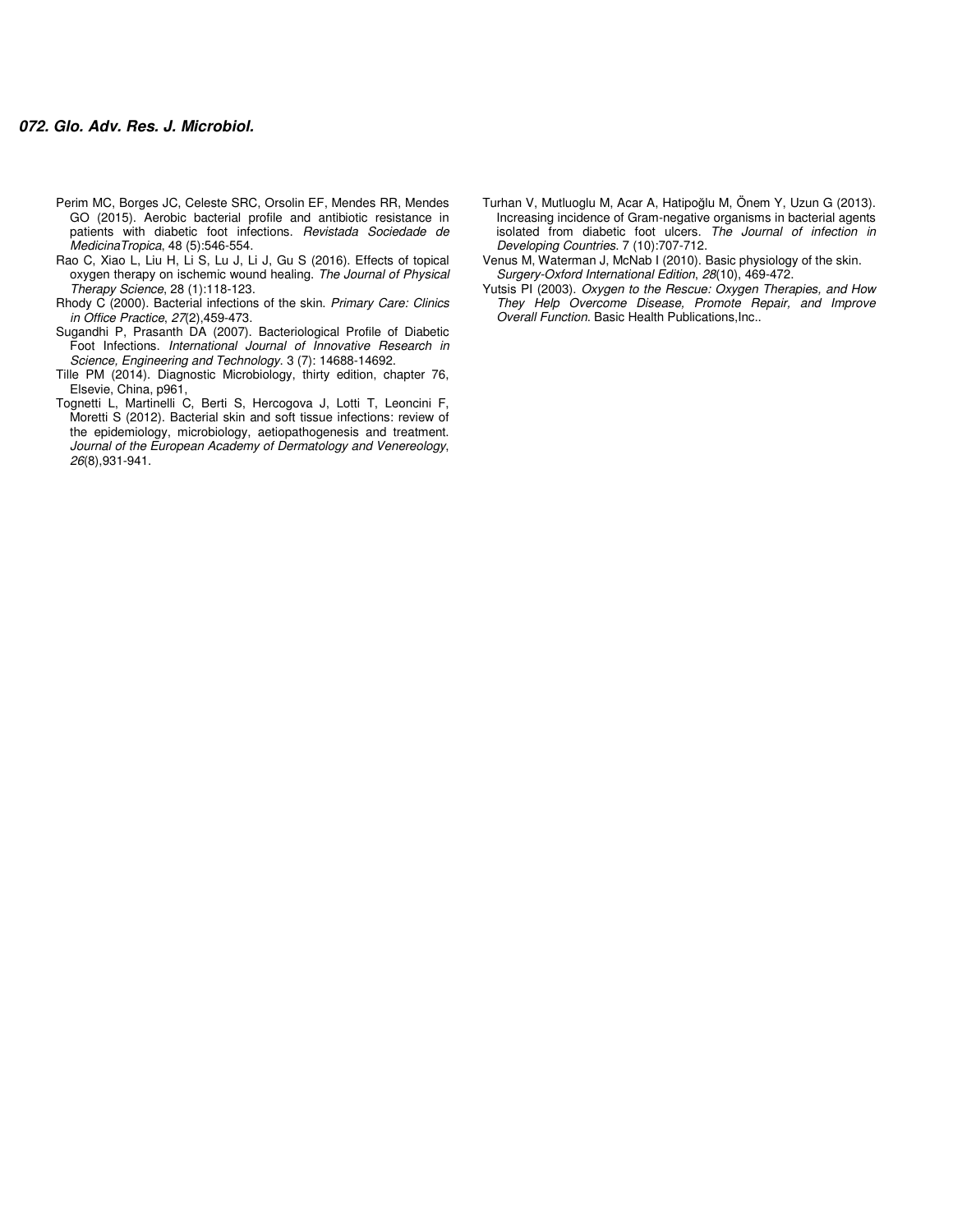Perim MC, Borges JC, Celeste SRC, Orsolin EF, Mendes RR, Mendes GO (2015). Aerobic bacterial profile and antibiotic resistance in patients with diabetic foot infections. *Revistada Sociedade de MedicinaTropica*, 48 (5):546-554.

Rao C, Xiao L, Liu H, Li S, Lu J, Li J, Gu S (2016). Effects of topical oxygen therapy on ischemic wound healing. *The Journal of Physical Therapy Science*, 28 (1):118-123.

Rhody C (2000). Bacterial infections of the skin. *Primary Care: Clinics in Office Practice*, *27*(2),459-473.

Sugandhi P, Prasanth DA (2007). Bacteriological Profile of Diabetic Foot Infections. *International Journal of Innovative Research in Science, Engineering and Technology*. 3 (7): 14688-14692.

Tille PM (2014). Diagnostic Microbiology, thirty edition, chapter 76, Elsevie, China, p961,

Tognetti L, Martinelli C, Berti S, Hercogova J, Lotti T, Leoncini F, Moretti S (2012). Bacterial skin and soft tissue infections: review of the epidemiology, microbiology, aetiopathogenesis and treatment. *Journal of the European Academy of Dermatology and Venereology*, *26*(8),931-941.

Turhan V, Mutluoglu M, Acar A, Hatipoğlu M, Önem Y, Uzun G (2013). Increasing incidence of Gram-negative organisms in bacterial agents isolated from diabetic foot ulcers. *The Journal of infection in Developing Countries*. 7 (10):707-712.

Venus M, Waterman J, McNab I (2010). Basic physiology of the skin. *Surgery-Oxford International Edition*, *28*(10), 469-472.

Yutsis PI (2003). *Oxygen to the Rescue: Oxygen Therapies, and How They Help Overcome Disease, Promote Repair, and Improve Overall Function*. Basic Health Publications,Inc..